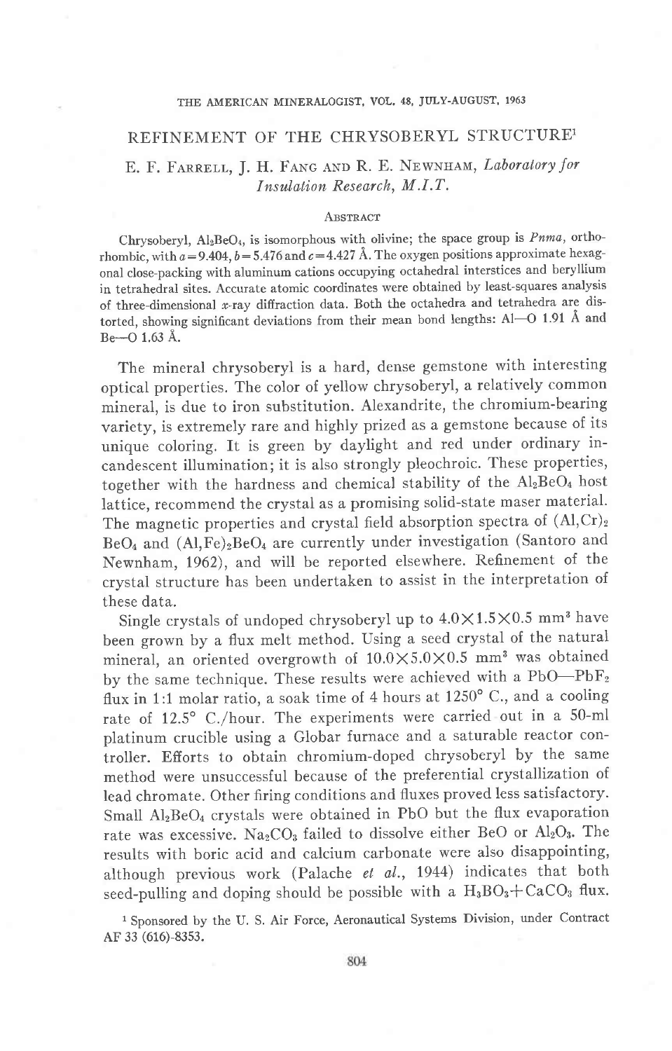# REFINEMENT OF THE CHRYSOBERYL STRUCTURE[1]

E. F. Farrell, J. H. Fang and R. E. Newnham, *Laboratory for Insulation Research, M.I.T.*

## Abstract

Chrysoberyl, $Al_2BeO_4$, is isomorphous with olivine; the space group is *Pnma*, orthorhombic, with $a = 9.404$, $b = 5.476$ and $c = 4.427$ Å. The oxygen positions approximate hexagonal close-packing with aluminum cations occupying octahedral interstices and beryllium in tetrahedral sites. Accurate atomic coordinates were obtained by least-squares analysis of three-dimensional *x*-ray diffraction data. Both the octahedra and tetrahedra are distorted, showing significant deviations from their mean bond lengths: Al—O 1.91 Å and Be—O 1.63 Å.

The mineral chrysoberyl is a hard, dense gemstone with interesting optical properties. The color of yellow chrysoberyl, a relatively common mineral, is due to iron substitution. Alexandrite, the chromium-bearing variety, is extremely rare and highly prized as a gemstone because of its unique coloring. It is green by daylight and red under ordinary incandescent illumination; it is also strongly pleochroic. These properties, together with the hardness and chemical stability of the $Al_2BeO_4$ host lattice, recommend the crystal as a promising solid-state maser material. The magnetic properties and crystal field absorption spectra of $(Al,Cr)_2BeO_4$ and $(Al,Fe)_2BeO_4$ are currently under investigation (Santoro and Newnham, 1962), and will be reported elsewhere. Refinement of the crystal structure has been undertaken to assist in the interpretation of these data.

Single crystals of undoped chrysoberyl up to $4.0 \times 1.5 \times 0.5$ mm$^3$ have been grown by a flux melt method. Using a seed crystal of the natural mineral, an oriented overgrowth of $10.0 \times 5.0 \times 0.5$ mm$^3$ was obtained by the same technique. These results were achieved with a $PbO$—$PbF_2$ flux in 1:1 molar ratio, a soak time of 4 hours at 1250° C., and a cooling rate of 12.5° C./hour. The experiments were carried out in a 50-ml platinum crucible using a Globar furnace and a saturable reactor controller. Efforts to obtain chromium-doped chrysoberyl by the same method were unsuccessful because of the preferential crystallization of lead chromate. Other firing conditions and fluxes proved less satisfactory. Small $Al_2BeO_4$ crystals were obtained in $PbO$ but the flux evaporation rate was excessive. $Na_2CO_3$ failed to dissolve either $BeO$ or $Al_2O_3$. The results with boric acid and calcium carbonate were also disappointing, although previous work (Palache *et al.*, 1944) indicates that both seed-pulling and doping should be possible with a $H_3BO_3 + CaCO_3$ flux.

[1] Sponsored by the U. S. Air Force, Aeronautical Systems Division, under Contract AF 33 (616)-8353.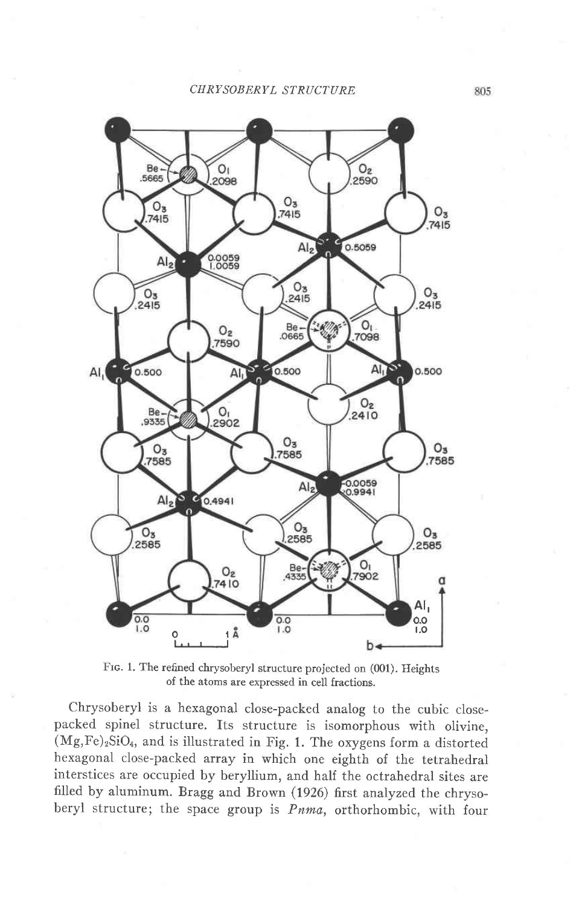FIG. 1. The refined chrysoberyl structure projected on (001). Heights of the atoms are expressed in cell fractions.

Chrysoberyl is a hexagonal close-packed analog to the cubic close-packed spinel structure. Its structure is isomorphous with olivine, $(Mg,Fe)_2SiO_4$, and is illustrated in Fig. 1. The oxygens form a distorted hexagonal close-packed array in which one eighth of the tetrahedral interstices are occupied by beryllium, and half the octrahedral sites are filled by aluminum. Bragg and Brown (1926) first analyzed the chrysoberyl structure; the space group is *Pnma*, orthorhombic, with four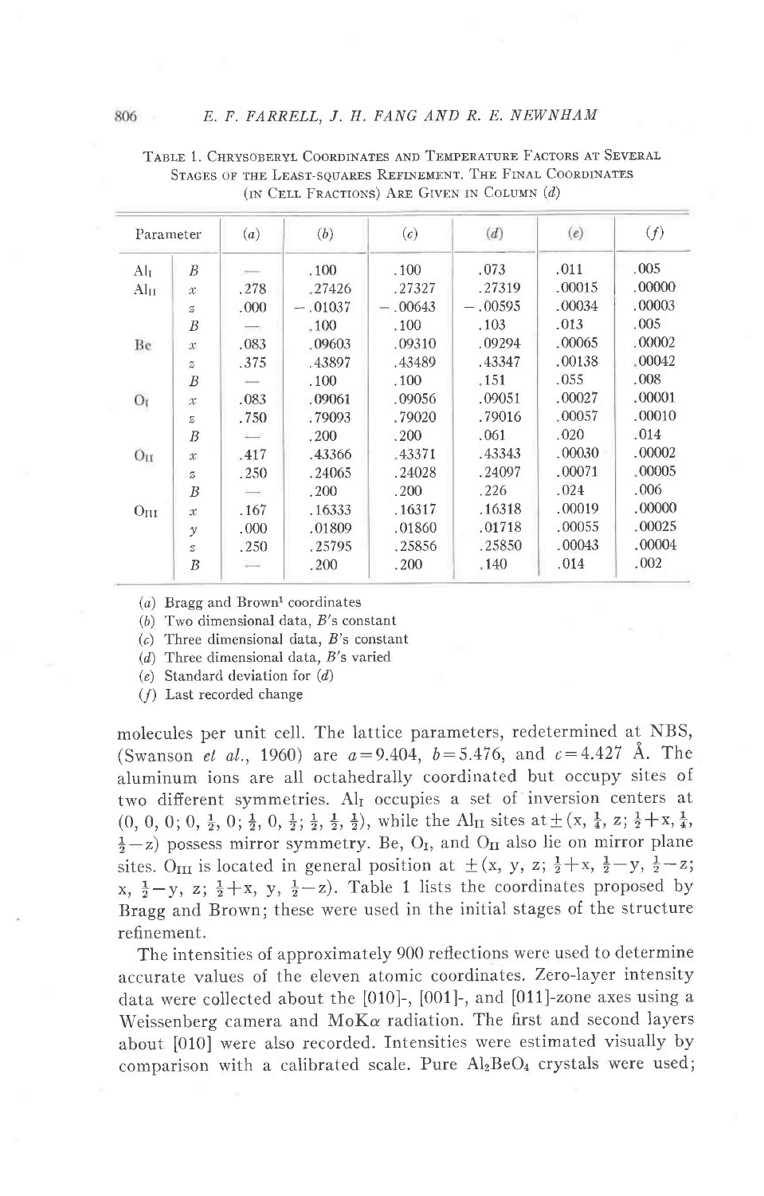TABLE 1. CHRYSOBERYL COORDINATES AND TEMPERATURE FACTORS AT SEVERAL STAGES OF THE LEAST-SQUARES REFINEMENT. THE FINAL COORDINATES (IN CELL FRACTIONS) ARE GIVEN IN COLUMN (d)

| Parameter | | (a) | (b) | (c) | (d) | (e) | (f) |
|---|---|---|---|---|---|---|---|
| $Al_I$ | $B$ | — | .100 | .100 | .073 | .011 | .005 |
| $Al_{II}$ | $x$ | .278 | .27426 | .27327 | .27319 | .00015 | .00000 |
| | $z$ | .000 | −.01037 | −.00643 | −.00595 | .00034 | .00003 |
| | $B$ | — | .100 | .100 | .103 | .013 | .005 |
| Be | $x$ | .083 | .09603 | .09310 | .09294 | .00065 | .00002 |
| | $z$ | .375 | .43897 | .43489 | .43347 | .00138 | .00042 |
| | $B$ | — | .100 | .100 | .151 | .055 | .008 |
| $O_I$ | $x$ | .083 | .09061 | .09056 | .09051 | .00027 | .00001 |
| | $z$ | .750 | .79093 | .79020 | .79016 | .00057 | .00010 |
| | $B$ | — | .200 | .200 | .061 | .020 | .014 |
| $O_{II}$ | $x$ | .417 | .43366 | .43371 | .43343 | .00030 | .00002 |
| | $z$ | .250 | .24065 | .24028 | .24097 | .00071 | .00005 |
| | $B$ | — | .200 | .200 | .226 | .024 | .006 |
| $O_{III}$ | $x$ | .167 | .16333 | .16317 | .16318 | .00019 | .00000 |
| | $y$ | .000 | .01809 | .01860 | .01718 | .00055 | .00025 |
| | $z$ | .250 | .25795 | .25856 | .25850 | .00043 | .00004 |
| | $B$ | — | .200 | .200 | .140 | .014 | .002 |

(a) Bragg and Brown[1] coordinates
(b) Two dimensional data, $B$'s constant
(c) Three dimensional data, $B$'s constant
(d) Three dimensional data, $B$'s varied
(e) Standard deviation for (d)
(f) Last recorded change

molecules per unit cell. The lattice parameters, redetermined at NBS, (Swanson *et al.*, 1960) are $a=9.404$, $b=5.476$, and $c=4.427$ Å. The aluminum ions are all octahedrally coordinated but occupy sites of two different symmetries. $Al_I$ occupies a set of inversion centers at $(0, 0, 0; 0, \frac{1}{2}, 0; \frac{1}{2}, 0, \frac{1}{2}; \frac{1}{2}, \frac{1}{2}, \frac{1}{2})$, while the $Al_{II}$ sites at $\pm(x, \frac{1}{4}, z; \frac{1}{2}+x, \frac{1}{4}, \frac{1}{2}-z)$ possess mirror symmetry. Be, $O_I$, and $O_{II}$ also lie on mirror plane sites. $O_{III}$ is located in general position at $\pm(x, y, z; \frac{1}{2}+x, \frac{1}{2}-y, \frac{1}{2}-z; x, \frac{1}{2}-y, z; \frac{1}{2}+x, y, \frac{1}{2}-z)$. Table 1 lists the coordinates proposed by Bragg and Brown; these were used in the initial stages of the structure refinement.

The intensities of approximately 900 reflections were used to determine accurate values of the eleven atomic coordinates. Zero-layer intensity data were collected about the [010]-, [001]-, and [011]-zone axes using a Weissenberg camera and Mo$K\alpha$ radiation. The first and second layers about [010] were also recorded. Intensities were estimated visually by comparison with a calibrated scale. Pure $Al_2BeO_4$ crystals were used;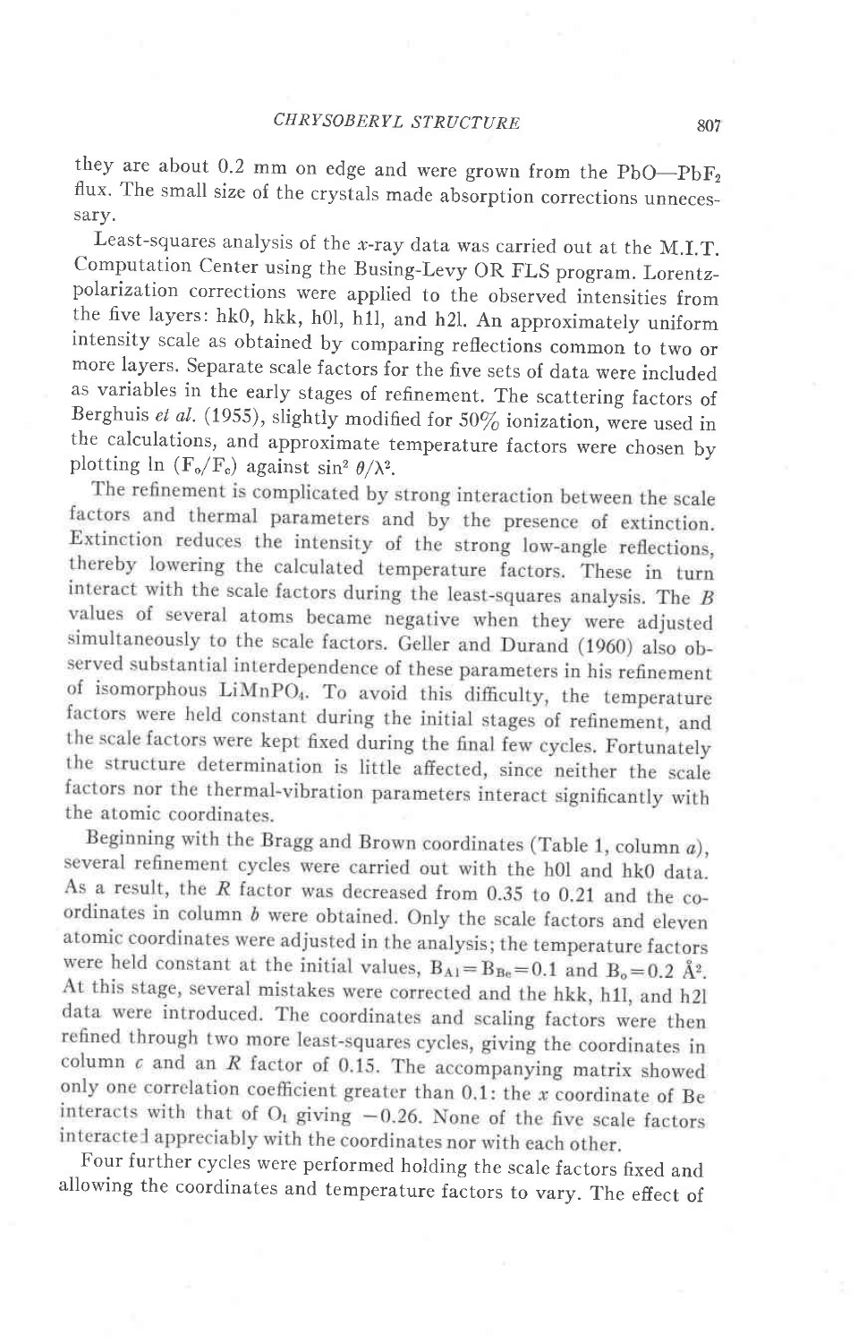they are about 0.2 mm on edge and were grown from the $PbO$—$PbF_2$ flux. The small size of the crystals made absorption corrections unnecessary.

Least-squares analysis of the *x*-ray data was carried out at the M.I.T. Computation Center using the Busing-Levy OR FLS program. Lorentz-polarization corrections were applied to the observed intensities from the five layers: hk0, hkk, h0l, h1l, and h2l. An approximately uniform intensity scale as obtained by comparing reflections common to two or more layers. Separate scale factors for the five sets of data were included as variables in the early stages of refinement. The scattering factors of Berghuis *et al.* (1955), slightly modified for 50% ionization, were used in the calculations, and approximate temperature factors were chosen by plotting $\ln (F_o/F_c)$ against $\sin^2 \theta/\lambda^2$.

The refinement is complicated by strong interaction between the scale factors and thermal parameters and by the presence of extinction. Extinction reduces the intensity of the strong low-angle reflections, thereby lowering the calculated temperature factors. These in turn interact with the scale factors during the least-squares analysis. The *B* values of several atoms became negative when they were adjusted simultaneously to the scale factors. Geller and Durand (1960) also observed substantial interdependence of these parameters in his refinement of isomorphous $LiMnPO_4$. To avoid this difficulty, the temperature factors were held constant during the initial stages of refinement, and the scale factors were kept fixed during the final few cycles. Fortunately the structure determination is little affected, since neither the scale factors nor the thermal-vibration parameters interact significantly with the atomic coordinates.

Beginning with the Bragg and Brown coordinates (Table 1, column *a*), several refinement cycles were carried out with the h0l and hk0 data. As a result, the *R* factor was decreased from 0.35 to 0.21 and the coordinates in column *b* were obtained. Only the scale factors and eleven atomic coordinates were adjusted in the analysis; the temperature factors were held constant at the initial values, $B_{Al}=B_{Be}=0.1$ and $B_o=0.2$ Å$^2$. At this stage, several mistakes were corrected and the hkk, h1l, and h2l data were introduced. The coordinates and scaling factors were then refined through two more least-squares cycles, giving the coordinates in column *c* and an *R* factor of 0.15. The accompanying matrix showed only one correlation coefficient greater than 0.1: the *x* coordinate of Be interacts with that of $O_I$ giving $-0.26$. None of the five scale factors interacted appreciably with the coordinates nor with each other.

Four further cycles were performed holding the scale factors fixed and allowing the coordinates and temperature factors to vary. The effect of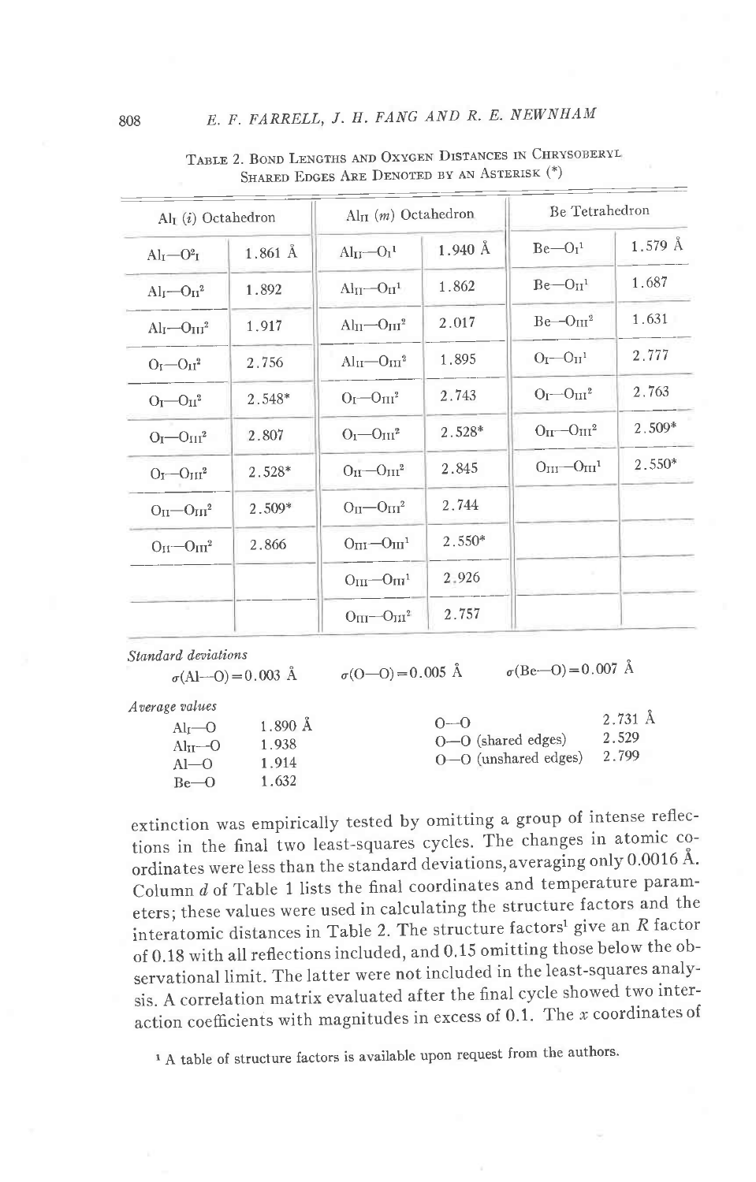TABLE 2. BOND LENGTHS AND OXYGEN DISTANCES IN CHRYSOBERYL
SHARED EDGES ARE DENOTED BY AN ASTERISK (*)

| $Al_I$ ($i$) Octahedron | | $Al_{II}$ ($m$) Octahedron | | Be Tetrahedron | |
|---|---|---|---|---|---|
| $Al_I$—$O^2_I$ | 1.861 Å | $Al_{II}$—$O_I^1$ | 1.940 Å | Be—$O_I^1$ | 1.579 Å |
| $Al_I$—$O_{II}^2$ | 1.892 | $Al_{II}$—$O_{II}^1$ | 1.862 | Be—$O_{II}^1$ | 1.687 |
| $Al_I$—$O_{III}^2$ | 1.917 | $Al_{II}$—$O_{III}^2$ | 2.017 | Be—$O_{III}^2$ | 1.631 |
| $O_I$—$O_{II}^2$ | 2.756 | $Al_{II}$—$O_{III}^2$ | 1.895 | $O_I$—$O_{II}^1$ | 2.777 |
| $O_I$—$O_{II}^2$ | 2.548* | $O_I$—$O_{III}^2$ | 2.743 | $O_I$—$O_{III}^2$ | 2.763 |
| $O_I$—$O_{III}^2$ | 2.807 | $O_I$—$O_{III}^2$ | 2.528* | $O_{II}$—$O_{III}^2$ | 2.509* |
| $O_I$—$O_{III}^2$ | 2.528* | $O_{II}$—$O_{III}^2$ | 2.845 | $O_{III}$—$O_{III}^1$ | 2.550* |
| $O_{II}$—$O_{III}^2$ | 2.509* | $O_{II}$—$O_{III}^2$ | 2.744 | | |
| $O_{II}$—$O_{III}^2$ | 2.866 | $O_{III}$—$O_{III}^1$ | 2.550* | | |
| | | $O_{III}$—$O_{III}^1$ | 2.926 | | |
| | | $O_{III}$—$O_{III}^2$ | 2.757 | | |

*Standard deviations*

$\sigma$(Al—O) = 0.003 Å $\quad$ $\sigma$(O—O) = 0.005 Å $\quad$ $\sigma$(Be—O) = 0.007 Å

*Average values*

| | | | |
|---|---|---|---|
| $Al_I$—O | 1.890 Å | O—O | 2.731 Å |
| $Al_{II}$—O | 1.938 | O—O (shared edges) | 2.529 |
| Al—O | 1.914 | O—O (unshared edges) | 2.799 |
| Be—O | 1.632 | | |

extinction was empirically tested by omitting a group of intense reflections in the final two least-squares cycles. The changes in atomic coordinates were less than the standard deviations, averaging only 0.0016 Å. Column $d$ of Table 1 lists the final coordinates and temperature parameters; these values were used in calculating the structure factors and the interatomic distances in Table 2. The structure factors[1] give an $R$ factor of 0.18 with all reflections included, and 0.15 omitting those below the observational limit. The latter were not included in the least-squares analysis. A correlation matrix evaluated after the final cycle showed two interaction coefficients with magnitudes in excess of 0.1. The $x$ coordinates of

[1] A table of structure factors is available upon request from the authors.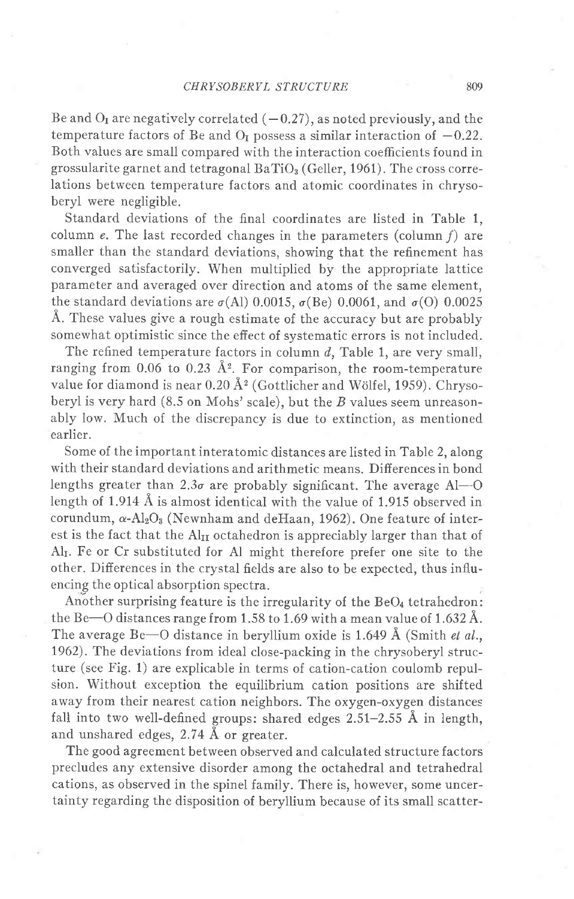Be and $O_I$ are negatively correlated ($-0.27$), as noted previously, and the temperature factors of Be and $O_I$ possess a similar interaction of $-0.22$. Both values are small compared with the interaction coefficients found in grossularite garnet and tetragonal $BaTiO_3$ (Geller, 1961). The cross correlations between temperature factors and atomic coordinates in chrysoberyl were negligible.

Standard deviations of the final coordinates are listed in Table 1, column *e*. The last recorded changes in the parameters (column *f*) are smaller than the standard deviations, showing that the refinement has converged satisfactorily. When multiplied by the appropriate lattice parameter and averaged over direction and atoms of the same element, the standard deviations are $\sigma$(Al) 0.0015, $\sigma$(Be) 0.0061, and $\sigma$(O) 0.0025 Å. These values give a rough estimate of the accuracy but are probably somewhat optimistic since the effect of systematic errors is not included.

The refined temperature factors in column *d*, Table 1, are very small, ranging from 0.06 to 0.23 Å$^2$. For comparison, the room-temperature value for diamond is near 0.20 Å$^2$ (Gottlicher and Wölfel, 1959). Chrysoberyl is very hard (8.5 on Mohs' scale), but the $B$ values seem unreasonably low. Much of the discrepancy is due to extinction, as mentioned earlier.

Some of the important interatomic distances are listed in Table 2, along with their standard deviations and arithmetic means. Differences in bond lengths greater than $2.3\sigma$ are probably significant. The average Al—O length of 1.914 Å is almost identical with the value of 1.915 observed in corundum, $\alpha$-$Al_2O_3$ (Newnham and deHaan, 1962). One feature of interest is the fact that the $Al_{II}$ octahedron is appreciably larger than that of $Al_I$. Fe or Cr substituted for Al might therefore prefer one site to the other. Differences in the crystal fields are also to be expected, thus influencing the optical absorption spectra.

Another surprising feature is the irregularity of the $BeO_4$ tetrahedron: the Be—O distances range from 1.58 to 1.69 with a mean value of 1.632 Å. The average Be—O distance in beryllium oxide is 1.649 Å (Smith *et al.*, 1962). The deviations from ideal close-packing in the chrysoberyl structure (see Fig. 1) are explicable in terms of cation-cation coulomb repulsion. Without exception the equilibrium cation positions are shifted away from their nearest cation neighbors. The oxygen-oxygen distances fall into two well-defined groups: shared edges 2.51–2.55 Å in length, and unshared edges, 2.74 Å or greater.

The good agreement between observed and calculated structure factors precludes any extensive disorder among the octahedral and tetrahedral cations, as observed in the spinel family. There is, however, some uncertainty regarding the disposition of beryllium because of its small scatter-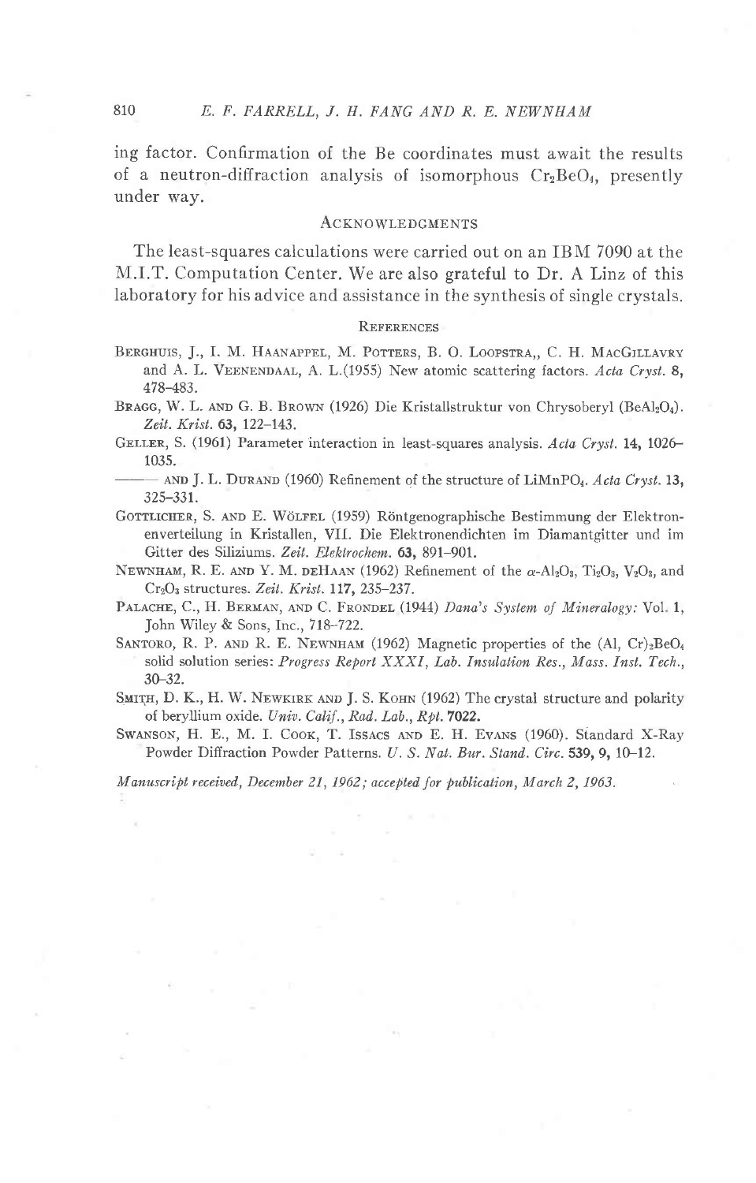ing factor. Confirmation of the Be coordinates must await the results of a neutron-diffraction analysis of isomorphous $Cr_2BeO_4$, presently under way.

## Acknowledgments

The least-squares calculations were carried out on an IBM 7090 at the M.I.T. Computation Center. We are also grateful to Dr. A Linz of this laboratory for his advice and assistance in the synthesis of single crystals.

## References

Berghuis, J., I. M. Haanappel, M. Potters, B. O. Loopstra,, C. H. MacGillavry and A. L. Veenendaal, A. L.(1955) New atomic scattering factors. *Acta Cryst.* **8,** 478–483.

Bragg, W. L. and G. B. Brown (1926) Die Kristallstruktur von Chrysoberyl ($BeAl_2O_4$). *Zeit. Krist.* **63,** 122–143.

Geller, S. (1961) Parameter interaction in least-squares analysis. *Acta Cryst.* **14,** 1026–1035.

——— and J. L. Durand (1960) Refinement of the structure of $LiMnPO_4$. *Acta Cryst.* **13,** 325–331.

Gottlicher, S. and E. Wölfel (1959) Röntgenographische Bestimmung der Elektronenverteilung in Kristallen, VII. Die Elektronendichten im Diamantgitter und im Gitter des Siliziums. *Zeit. Elektrochem.* **63,** 891–901.

Newnham, R. E. and Y. M. deHaan (1962) Refinement of the $\alpha$-$Al_2O_3$, $Ti_2O_3$, $V_2O_3$, and $Cr_2O_3$ structures. *Zeit. Krist.* **117,** 235–237.

Palache, C., H. Berman, and C. Frondel (1944) *Dana's System of Mineralogy:* Vol. **1,** John Wiley & Sons, Inc., 718–722.

Santoro, R. P. and R. E. Newnham (1962) Magnetic properties of the $(Al, Cr)_2BeO_4$ solid solution series: *Progress Report XXXI, Lab. Insulation Res., Mass. Inst. Tech.,* 30–32.

Smith, D. K., H. W. Newkirk and J. S. Kohn (1962) The crystal structure and polarity of beryllium oxide. *Univ. Calif., Rad. Lab., Rpt.* **7022.**

Swanson, H. E., M. I. Cook, T. Issacs and E. H. Evans (1960). Standard X-Ray Powder Diffraction Powder Patterns. *U. S. Nat. Bur. Stand. Circ.* **539, 9,** 10–12.

*Manuscript received, December 21, 1962; accepted for publication, March 2, 1963.*